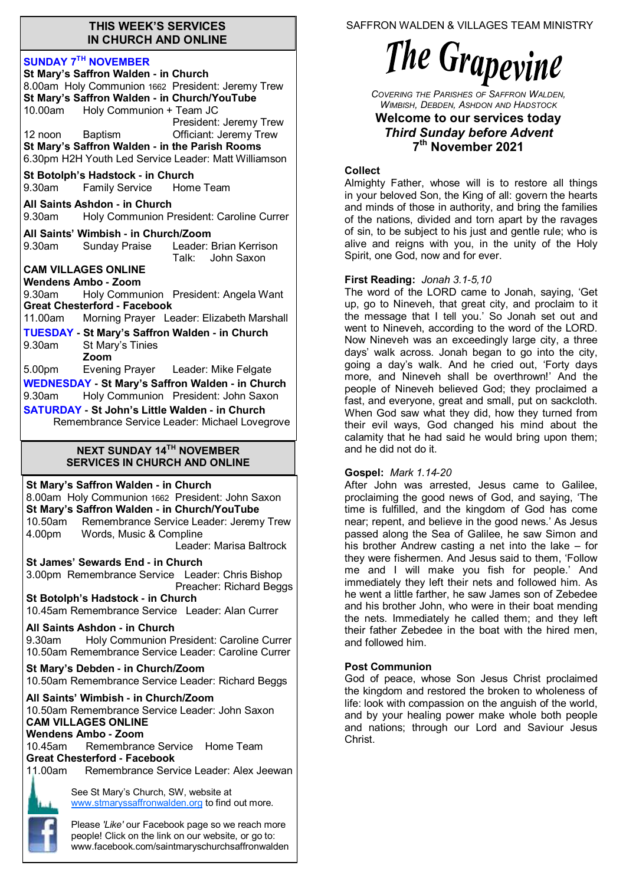## THIS WEEK'S SERVICES IN CHURCH AND ONLINE

**SUNDAY 7TH NOVEMBER**

**St Mary's Saffron Walden - in Church**
8.00am Holy Communion 1662 President: Jeremy Trew

**St Mary's Saffron Walden - in Church/YouTube**
10.00am Holy Communion + Team JC President: Jeremy Trew
12 noon Baptism Officiant: Jeremy Trew

**St Mary's Saffron Walden - in the Parish Rooms**
6.30pm H2H Youth Led Service Leader: Matt Williamson

**St Botolph's Hadstock - in Church**
9.30am Family Service Home Team

**All Saints Ashdon - in Church**
9.30am Holy Communion President: Caroline Currer

**All Saints' Wimbish - in Church/Zoom**
9.30am Sunday Praise Leader: Brian Kerrison
Talk: John Saxon

**CAM VILLAGES ONLINE**

**Wendens Ambo - Zoom**
9.30am Holy Communion President: Angela Want

**Great Chesterford - Facebook**
11.00am Morning Prayer Leader: Elizabeth Marshall

**TUESDAY - St Mary's Saffron Walden - in Church**
9.30am St Mary's Tinies
**Zoom**
5.00pm Evening Prayer Leader: Mike Felgate

**WEDNESDAY - St Mary's Saffron Walden - in Church**
9.30am Holy Communion President: John Saxon

**SATURDAY - St John's Little Walden - in Church**
Remembrance Service Leader: Michael Lovegrove

## NEXT SUNDAY 14TH NOVEMBER SERVICES IN CHURCH AND ONLINE

**St Mary's Saffron Walden - in Church**
8.00am Holy Communion 1662 President: John Saxon

**St Mary's Saffron Walden - in Church/YouTube**
10.50am Remembrance Service Leader: Jeremy Trew
4.00pm Words, Music & Compline Leader: Marisa Baltrock

**St James' Sewards End - in Church**
3.00pm Remembrance Service Leader: Chris Bishop
Preacher: Richard Beggs

**St Botolph's Hadstock - in Church**
10.45am Remembrance Service Leader: Alan Currer

**All Saints Ashdon - in Church**
9.30am Holy Communion President: Caroline Currer
10.50am Remembrance Service Leader: Caroline Currer

**St Mary's Debden - in Church/Zoom**
10.50am Remembrance Service Leader: Richard Beggs

**All Saints' Wimbish - in Church/Zoom**
10.50am Remembrance Service Leader: John Saxon

**CAM VILLAGES ONLINE**

**Wendens Ambo - Zoom**
10.45am Remembrance Service Home Team

**Great Chesterford - Facebook**
11.00am Remembrance Service Leader: Alex Jeewan

See St Mary's Church, SW, website at www.stmaryssaffronwalden.org to find out more.

Please *'Like'* our Facebook page so we reach more people! Click on the link on our website, or go to: www.facebook.com/saintmaryschurchsaffronwalden

SAFFRON WALDEN & VILLAGES TEAM MINISTRY

# The Grapevine

*Covering the Parishes of Saffron Walden, Wimbish, Debden, Ashdon and Hadstock*

**Welcome to our services today**
***Third Sunday before Advent***
**7th November 2021**

**Collect**

Almighty Father, whose will is to restore all things in your beloved Son, the King of all: govern the hearts and minds of those in authority, and bring the families of the nations, divided and torn apart by the ravages of sin, to be subject to his just and gentle rule; who is alive and reigns with you, in the unity of the Holy Spirit, one God, now and for ever.

**First Reading:** *Jonah 3.1-5,10*

The word of the LORD came to Jonah, saying, 'Get up, go to Nineveh, that great city, and proclaim to it the message that I tell you.' So Jonah set out and went to Nineveh, according to the word of the LORD. Now Nineveh was an exceedingly large city, a three days' walk across. Jonah began to go into the city, going a day's walk. And he cried out, 'Forty days more, and Nineveh shall be overthrown!' And the people of Nineveh believed God; they proclaimed a fast, and everyone, great and small, put on sackcloth. When God saw what they did, how they turned from their evil ways, God changed his mind about the calamity that he had said he would bring upon them; and he did not do it.

**Gospel:** *Mark 1.14-20*

After John was arrested, Jesus came to Galilee, proclaiming the good news of God, and saying, 'The time is fulfilled, and the kingdom of God has come near; repent, and believe in the good news.' As Jesus passed along the Sea of Galilee, he saw Simon and his brother Andrew casting a net into the lake – for they were fishermen. And Jesus said to them, 'Follow me and I will make you fish for people.' And immediately they left their nets and followed him. As he went a little farther, he saw James son of Zebedee and his brother John, who were in their boat mending the nets. Immediately he called them; and they left their father Zebedee in the boat with the hired men, and followed him.

**Post Communion**

God of peace, whose Son Jesus Christ proclaimed the kingdom and restored the broken to wholeness of life: look with compassion on the anguish of the world, and by your healing power make whole both people and nations; through our Lord and Saviour Jesus Christ.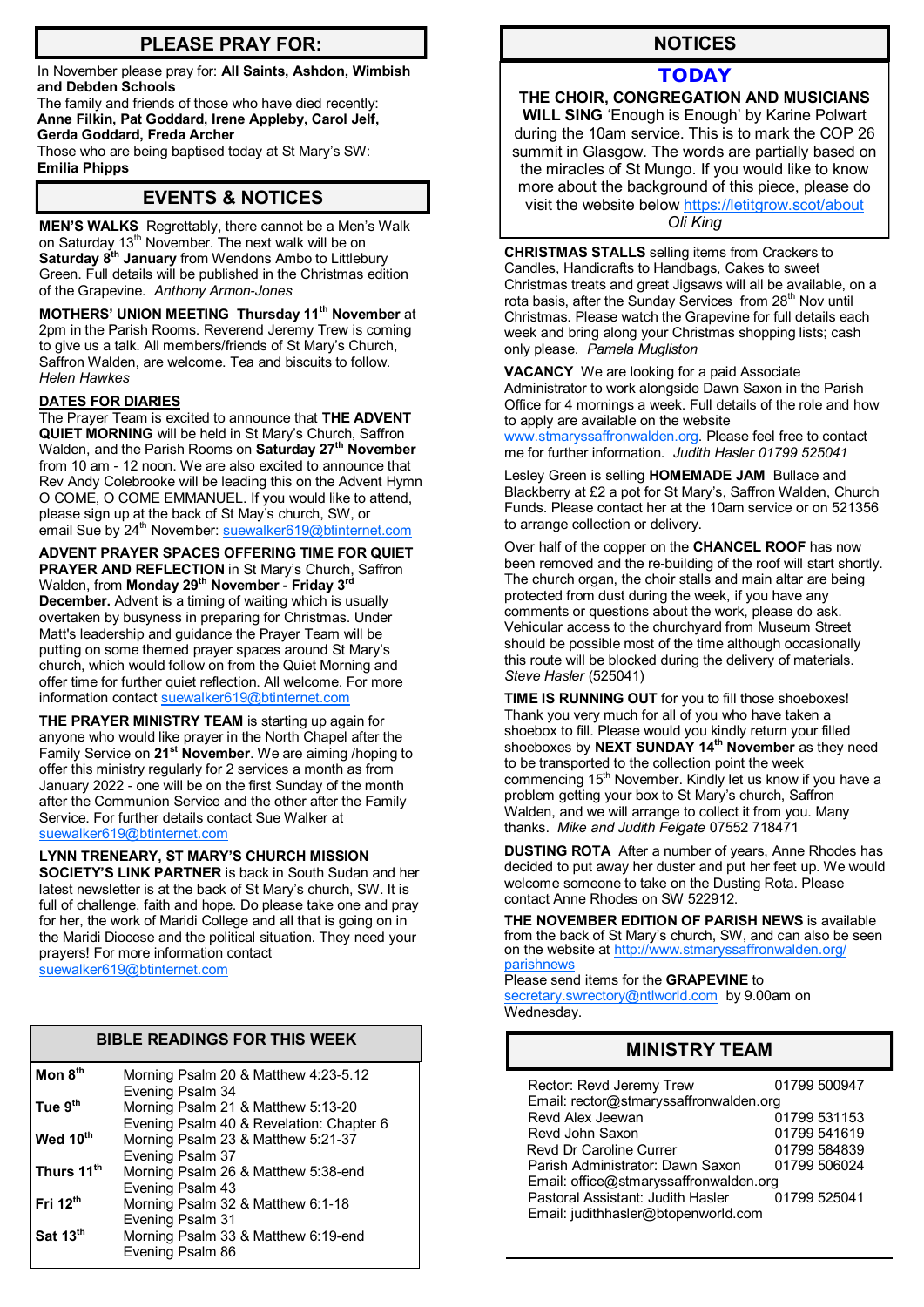## PLEASE PRAY FOR:

In November please pray for: **All Saints, Ashdon, Wimbish and Debden Schools**

The family and friends of those who have died recently: **Anne Filkin, Pat Goddard, Irene Appleby, Carol Jelf, Gerda Goddard, Freda Archer**

Those who are being baptised today at St Mary's SW: **Emilia Phipps**

## EVENTS & NOTICES

**MEN'S WALKS** Regrettably, there cannot be a Men's Walk on Saturday 13th November. The next walk will be on **Saturday 8th January** from Wendons Ambo to Littlebury Green. Full details will be published in the Christmas edition of the Grapevine. *Anthony Armon-Jones*

**MOTHERS' UNION MEETING Thursday 11th November** at 2pm in the Parish Rooms. Reverend Jeremy Trew is coming to give us a talk. All members/friends of St Mary's Church, Saffron Walden, are welcome. Tea and biscuits to follow. *Helen Hawkes*

**DATES FOR DIARIES**

The Prayer Team is excited to announce that **THE ADVENT QUIET MORNING** will be held in St Mary's Church, Saffron Walden, and the Parish Rooms on **Saturday 27th November** from 10 am - 12 noon. We are also excited to announce that Rev Andy Colebrooke will be leading this on the Advent Hymn O COME, O COME EMMANUEL. If you would like to attend, please sign up at the back of St May's church, SW, or email Sue by 24th November: suewalker619@btinternet.com

**ADVENT PRAYER SPACES OFFERING TIME FOR QUIET PRAYER AND REFLECTION** in St Mary's Church, Saffron Walden, from **Monday 29th November - Friday 3rd December.** Advent is a timing of waiting which is usually overtaken by busyness in preparing for Christmas. Under Matt's leadership and guidance the Prayer Team will be putting on some themed prayer spaces around St Mary's church, which would follow on from the Quiet Morning and offer time for further quiet reflection. All welcome. For more information contact suewalker619@btinternet.com

**THE PRAYER MINISTRY TEAM** is starting up again for anyone who would like prayer in the North Chapel after the Family Service on **21st November**. We are aiming /hoping to offer this ministry regularly for 2 services a month as from January 2022 - one will be on the first Sunday of the month after the Communion Service and the other after the Family Service. For further details contact Sue Walker at suewalker619@btinternet.com

**LYNN TRENEARY, ST MARY'S CHURCH MISSION SOCIETY'S LINK PARTNER** is back in South Sudan and her latest newsletter is at the back of St Mary's church, SW. It is full of challenge, faith and hope. Do please take one and pray for her, the work of Maridi College and all that is going on in the Maridi Diocese and the political situation. They need your prayers! For more information contact suewalker619@btinternet.com

## BIBLE READINGS FOR THIS WEEK

| | |
|---|---|
| **Mon 8th** | Morning Psalm 20 & Matthew 4:23-5.12<br>Evening Psalm 34 |
| **Tue 9th** | Morning Psalm 21 & Matthew 5:13-20<br>Evening Psalm 40 & Revelation: Chapter 6 |
| **Wed 10th** | Morning Psalm 23 & Matthew 5:21-37<br>Evening Psalm 37 |
| **Thurs 11th** | Morning Psalm 26 & Matthew 5:38-end<br>Evening Psalm 43 |
| **Fri 12th** | Morning Psalm 32 & Matthew 6:1-18<br>Evening Psalm 31 |
| **Sat 13th** | Morning Psalm 33 & Matthew 6:19-end<br>Evening Psalm 86 |

## NOTICES

### TODAY

**THE CHOIR, CONGREGATION AND MUSICIANS WILL SING** 'Enough is Enough' by Karine Polwart during the 10am service. This is to mark the COP 26 summit in Glasgow. The words are partially based on the miracles of St Mungo. If you would like to know more about the background of this piece, please do visit the website below https://letitgrow.scot/about *Oli King*

**CHRISTMAS STALLS** selling items from Crackers to Candles, Handicrafts to Handbags, Cakes to sweet Christmas treats and great Jigsaws will all be available, on a rota basis, after the Sunday Services from 28th Nov until Christmas. Please watch the Grapevine for full details each week and bring along your Christmas shopping lists; cash only please. *Pamela Mugliston*

**VACANCY** We are looking for a paid Associate Administrator to work alongside Dawn Saxon in the Parish Office for 4 mornings a week. Full details of the role and how to apply are available on the website www.stmaryssaffronwalden.org. Please feel free to contact me for further information. *Judith Hasler 01799 525041*

Lesley Green is selling **HOMEMADE JAM** Bullace and Blackberry at £2 a pot for St Mary's, Saffron Walden, Church Funds. Please contact her at the 10am service or on 521356 to arrange collection or delivery.

Over half of the copper on the **CHANCEL ROOF** has now been removed and the re-building of the roof will start shortly. The church organ, the choir stalls and main altar are being protected from dust during the week, if you have any comments or questions about the work, please do ask. Vehicular access to the churchyard from Museum Street should be possible most of the time although occasionally this route will be blocked during the delivery of materials. *Steve Hasler* (525041)

**TIME IS RUNNING OUT** for you to fill those shoeboxes! Thank you very much for all of you who have taken a shoebox to fill. Please would you kindly return your filled shoeboxes by **NEXT SUNDAY 14th November** as they need to be transported to the collection point the week commencing 15th November. Kindly let us know if you have a problem getting your box to St Mary's church, Saffron Walden, and we will arrange to collect it from you. Many thanks. *Mike and Judith Felgate* 07552 718471

**DUSTING ROTA** After a number of years, Anne Rhodes has decided to put away her duster and put her feet up. We would welcome someone to take on the Dusting Rota. Please contact Anne Rhodes on SW 522912.

**THE NOVEMBER EDITION OF PARISH NEWS** is available from the back of St Mary's church, SW, and can also be seen on the website at http://www.stmaryssaffronwalden.org/parishnews

Please send items for the **GRAPEVINE** to secretary.swrectory@ntlworld.com by 9.00am on Wednesday.

## MINISTRY TEAM

| | |
|---|---|
| Rector: Revd Jeremy Trew | 01799 500947 |
| Email: rector@stmaryssaffronwalden.org | |
| Revd Alex Jeewan | 01799 531153 |
| Revd John Saxon | 01799 541619 |
| Revd Dr Caroline Currer | 01799 584839 |
| Parish Administrator: Dawn Saxon | 01799 506024 |
| Email: office@stmaryssaffronwalden.org | |
| Pastoral Assistant: Judith Hasler | 01799 525041 |
| Email: judithhasler@btopenworld.com | |